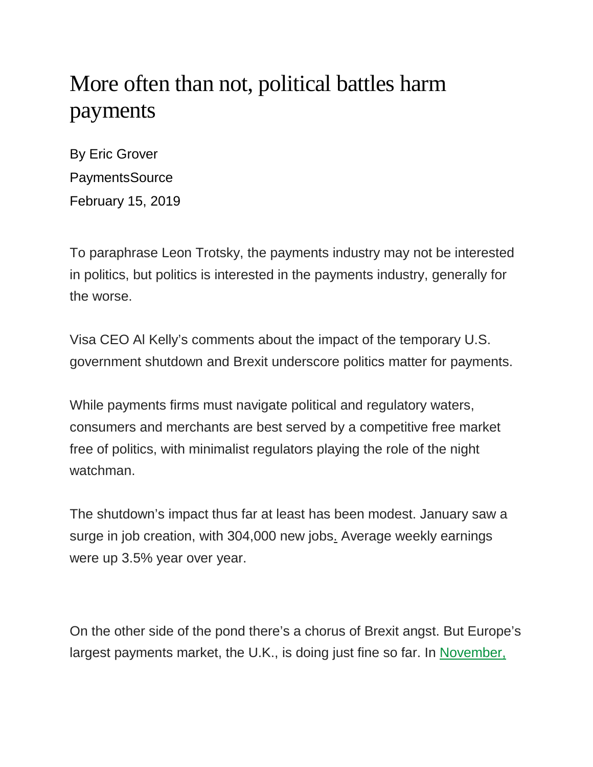# More often than not, political battles harm payments

By Eric Grover

PaymentsSource

February 15, 2019

To paraphrase Leon Trotsky, the payments industry may not be interested in politics, but politics is interested in the payments industry, generally for the worse.

Visa CEO Al Kelly's comments about the impact of the temporary U.S. government shutdown and Brexit underscore politics matter for payments.

While payments firms must navigate political and regulatory waters, consumers and merchants are best served by a competitive free market free of politics, with minimalist regulators playing the role of the night watchman.

The shutdown's impact thus far at least has been modest. January saw a surge in job creation, with 304,000 new jobs. Average weekly earnings were up 3.5% year over year.

On the other side of the pond there's a chorus of Brexit angst. But Europe's largest payments market, the U.K., is doing just fine so far. In November,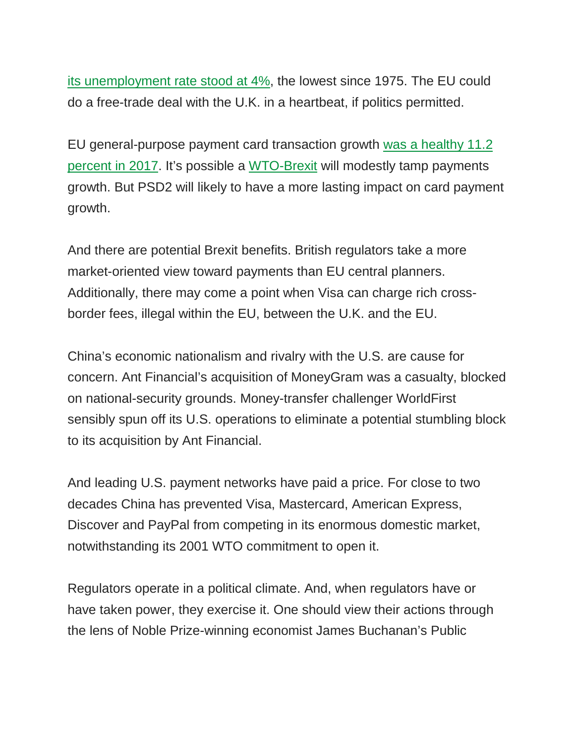its unemployment rate stood at 4%, the lowest since 1975. The EU could do a free-trade deal with the U.K. in a heartbeat, if politics permitted.

EU general-purpose payment card transaction growth was a healthy 11.2 percent in 2017. It's possible a WTO-Brexit will modestly tamp payments growth. But PSD2 will likely to have a more lasting impact on card payment growth.

And there are potential Brexit benefits. British regulators take a more market-oriented view toward payments than EU central planners. Additionally, there may come a point when Visa can charge rich cross-border fees, illegal within the EU, between the U.K. and the EU.

China's economic nationalism and rivalry with the U.S. are cause for concern. Ant Financial's acquisition of MoneyGram was a casualty, blocked on national-security grounds. Money-transfer challenger WorldFirst sensibly spun off its U.S. operations to eliminate a potential stumbling block to its acquisition by Ant Financial.

And leading U.S. payment networks have paid a price. For close to two decades China has prevented Visa, Mastercard, American Express, Discover and PayPal from competing in its enormous domestic market, notwithstanding its 2001 WTO commitment to open it.

Regulators operate in a political climate. And, when regulators have or have taken power, they exercise it. One should view their actions through the lens of Noble Prize-winning economist James Buchanan's Public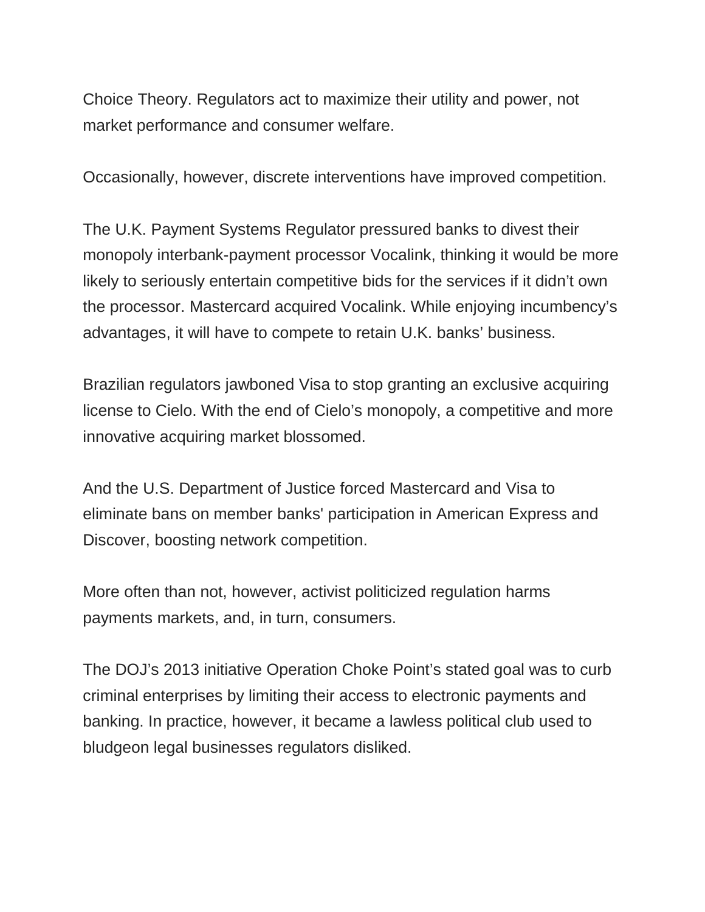Choice Theory. Regulators act to maximize their utility and power, not market performance and consumer welfare.

Occasionally, however, discrete interventions have improved competition.

The U.K. Payment Systems Regulator pressured banks to divest their monopoly interbank-payment processor Vocalink, thinking it would be more likely to seriously entertain competitive bids for the services if it didn't own the processor. Mastercard acquired Vocalink. While enjoying incumbency's advantages, it will have to compete to retain U.K. banks' business.

Brazilian regulators jawboned Visa to stop granting an exclusive acquiring license to Cielo. With the end of Cielo's monopoly, a competitive and more innovative acquiring market blossomed.

And the U.S. Department of Justice forced Mastercard and Visa to eliminate bans on member banks' participation in American Express and Discover, boosting network competition.

More often than not, however, activist politicized regulation harms payments markets, and, in turn, consumers.

The DOJ's 2013 initiative Operation Choke Point's stated goal was to curb criminal enterprises by limiting their access to electronic payments and banking. In practice, however, it became a lawless political club used to bludgeon legal businesses regulators disliked.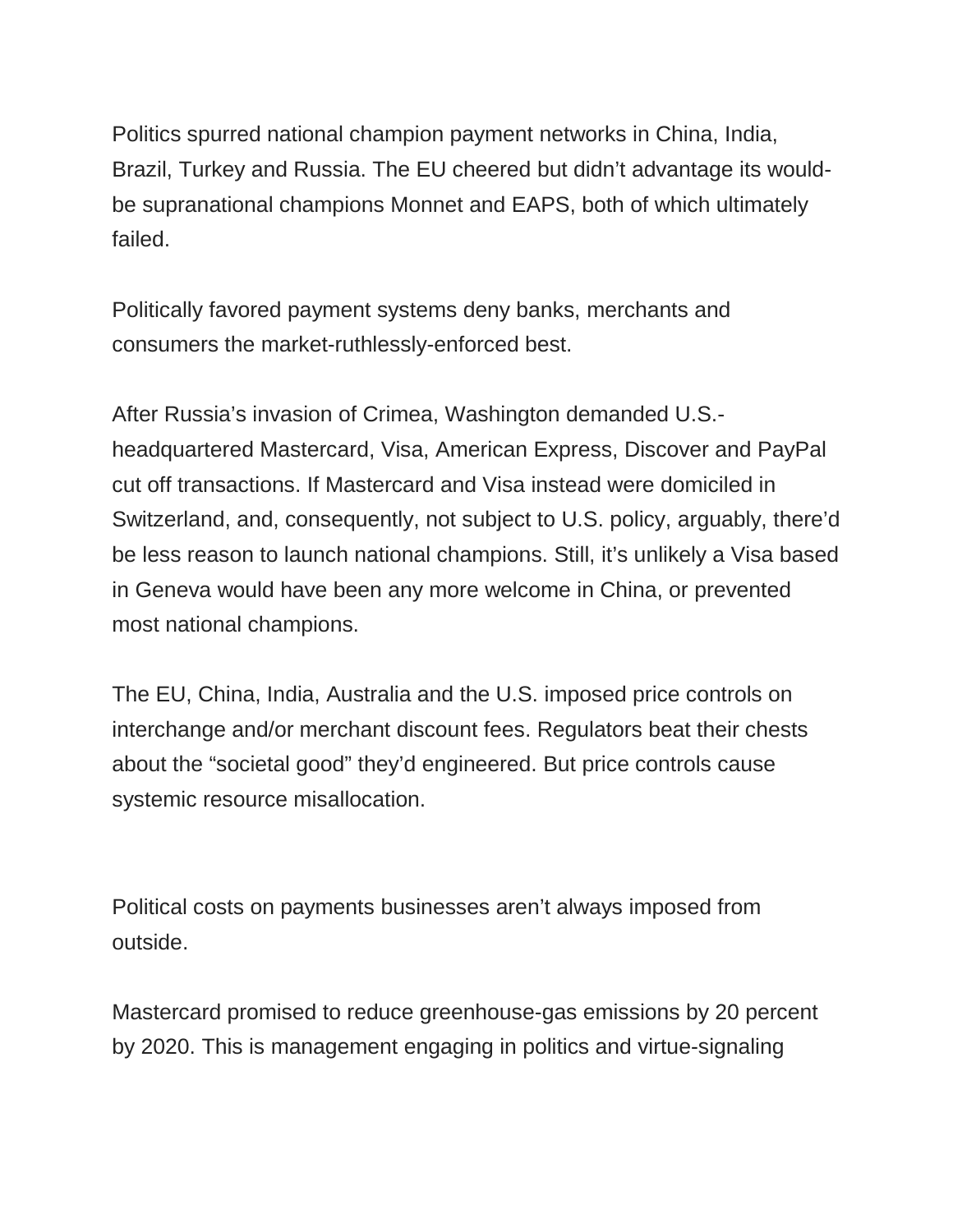Politics spurred national champion payment networks in China, India, Brazil, Turkey and Russia. The EU cheered but didn't advantage its would-be supranational champions Monnet and EAPS, both of which ultimately failed.

Politically favored payment systems deny banks, merchants and consumers the market-ruthlessly-enforced best.

After Russia's invasion of Crimea, Washington demanded U.S.-headquartered Mastercard, Visa, American Express, Discover and PayPal cut off transactions. If Mastercard and Visa instead were domiciled in Switzerland, and, consequently, not subject to U.S. policy, arguably, there'd be less reason to launch national champions. Still, it's unlikely a Visa based in Geneva would have been any more welcome in China, or prevented most national champions.

The EU, China, India, Australia and the U.S. imposed price controls on interchange and/or merchant discount fees. Regulators beat their chests about the "societal good" they'd engineered. But price controls cause systemic resource misallocation.

Political costs on payments businesses aren't always imposed from outside.

Mastercard promised to reduce greenhouse-gas emissions by 20 percent by 2020. This is management engaging in politics and virtue-signaling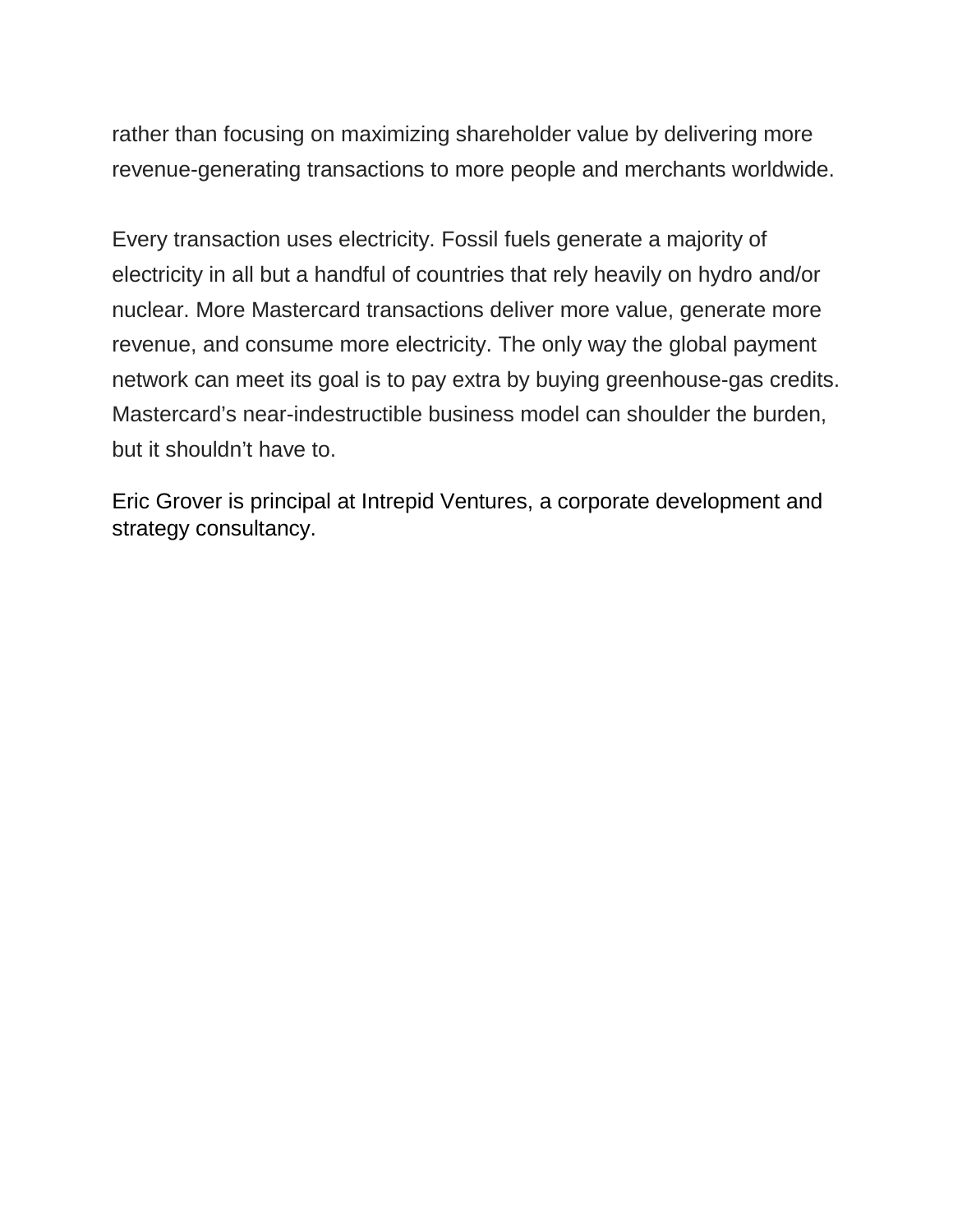rather than focusing on maximizing shareholder value by delivering more revenue-generating transactions to more people and merchants worldwide.

Every transaction uses electricity. Fossil fuels generate a majority of electricity in all but a handful of countries that rely heavily on hydro and/or nuclear. More Mastercard transactions deliver more value, generate more revenue, and consume more electricity. The only way the global payment network can meet its goal is to pay extra by buying greenhouse-gas credits. Mastercard's near-indestructible business model can shoulder the burden, but it shouldn't have to.

Eric Grover is principal at Intrepid Ventures, a corporate development and strategy consultancy.